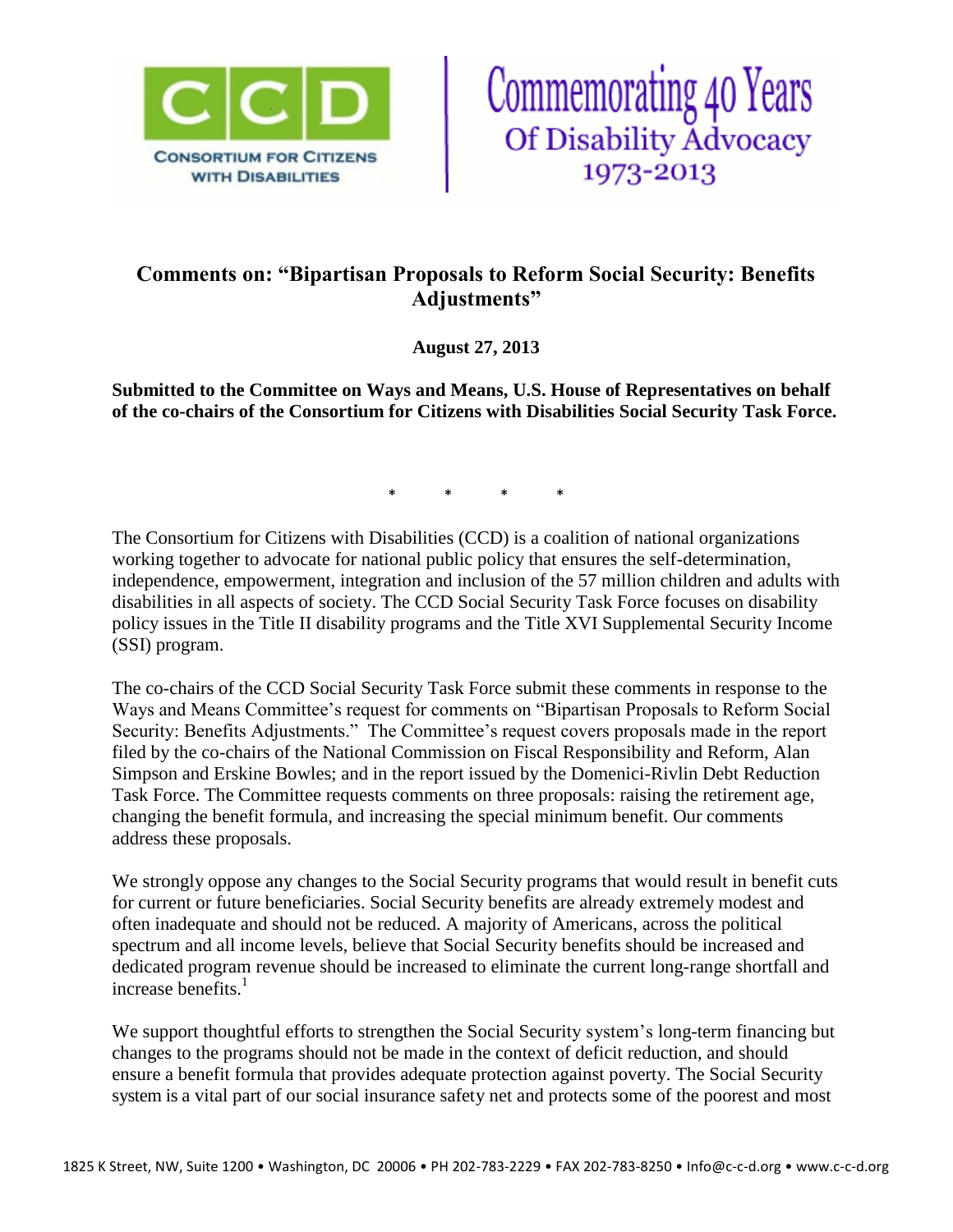CCD

CONSORTIUM FOR CITIZENS WITH DISABILITIES

Commemorating 40 Years Of Disability Advocacy 1973-2013

# Comments on: "Bipartisan Proposals to Reform Social Security: Benefits Adjustments"

**August 27, 2013**

**Submitted to the Committee on Ways and Means, U.S. House of Representatives on behalf of the co-chairs of the Consortium for Citizens with Disabilities Social Security Task Force.**

\*          \*          \*          \*

The Consortium for Citizens with Disabilities (CCD) is a coalition of national organizations working together to advocate for national public policy that ensures the self-determination, independence, empowerment, integration and inclusion of the 57 million children and adults with disabilities in all aspects of society. The CCD Social Security Task Force focuses on disability policy issues in the Title II disability programs and the Title XVI Supplemental Security Income (SSI) program.

The co-chairs of the CCD Social Security Task Force submit these comments in response to the Ways and Means Committee's request for comments on "Bipartisan Proposals to Reform Social Security: Benefits Adjustments." The Committee's request covers proposals made in the report filed by the co-chairs of the National Commission on Fiscal Responsibility and Reform, Alan Simpson and Erskine Bowles; and in the report issued by the Domenici-Rivlin Debt Reduction Task Force. The Committee requests comments on three proposals: raising the retirement age, changing the benefit formula, and increasing the special minimum benefit. Our comments address these proposals.

We strongly oppose any changes to the Social Security programs that would result in benefit cuts for current or future beneficiaries. Social Security benefits are already extremely modest and often inadequate and should not be reduced. A majority of Americans, across the political spectrum and all income levels, believe that Social Security benefits should be increased and dedicated program revenue should be increased to eliminate the current long-range shortfall and increase benefits.[1]

We support thoughtful efforts to strengthen the Social Security system's long-term financing but changes to the programs should not be made in the context of deficit reduction, and should ensure a benefit formula that provides adequate protection against poverty. The Social Security system is a vital part of our social insurance safety net and protects some of the poorest and most

1825 K Street, NW, Suite 1200 • Washington, DC 20006 • PH 202-783-2229 • FAX 202-783-8250 • Info@c-c-d.org • www.c-c-d.org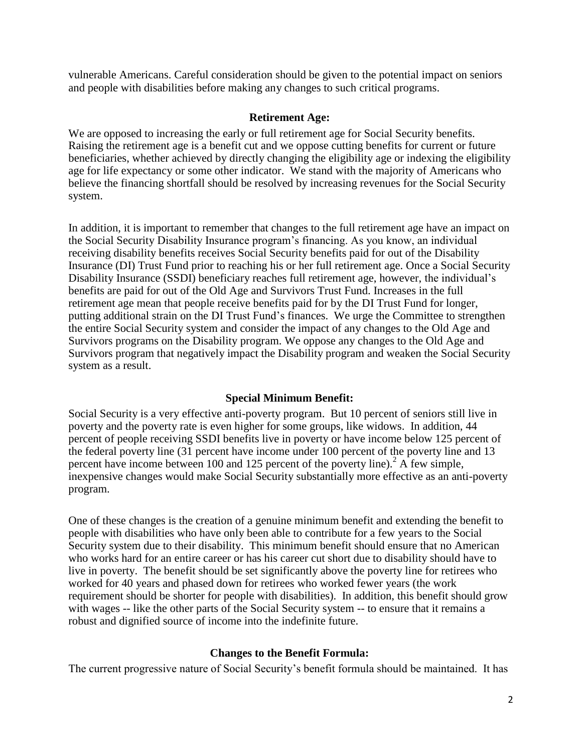vulnerable Americans. Careful consideration should be given to the potential impact on seniors and people with disabilities before making any changes to such critical programs.

**Retirement Age:**

We are opposed to increasing the early or full retirement age for Social Security benefits. Raising the retirement age is a benefit cut and we oppose cutting benefits for current or future beneficiaries, whether achieved by directly changing the eligibility age or indexing the eligibility age for life expectancy or some other indicator. We stand with the majority of Americans who believe the financing shortfall should be resolved by increasing revenues for the Social Security system.

In addition, it is important to remember that changes to the full retirement age have an impact on the Social Security Disability Insurance program's financing. As you know, an individual receiving disability benefits receives Social Security benefits paid for out of the Disability Insurance (DI) Trust Fund prior to reaching his or her full retirement age. Once a Social Security Disability Insurance (SSDI) beneficiary reaches full retirement age, however, the individual's benefits are paid for out of the Old Age and Survivors Trust Fund. Increases in the full retirement age mean that people receive benefits paid for by the DI Trust Fund for longer, putting additional strain on the DI Trust Fund's finances. We urge the Committee to strengthen the entire Social Security system and consider the impact of any changes to the Old Age and Survivors programs on the Disability program. We oppose any changes to the Old Age and Survivors program that negatively impact the Disability program and weaken the Social Security system as a result.

**Special Minimum Benefit:**

Social Security is a very effective anti-poverty program. But 10 percent of seniors still live in poverty and the poverty rate is even higher for some groups, like widows. In addition, 44 percent of people receiving SSDI benefits live in poverty or have income below 125 percent of the federal poverty line (31 percent have income under 100 percent of the poverty line and 13 percent have income between 100 and 125 percent of the poverty line).[2] A few simple, inexpensive changes would make Social Security substantially more effective as an anti-poverty program.

One of these changes is the creation of a genuine minimum benefit and extending the benefit to people with disabilities who have only been able to contribute for a few years to the Social Security system due to their disability. This minimum benefit should ensure that no American who works hard for an entire career or has his career cut short due to disability should have to live in poverty. The benefit should be set significantly above the poverty line for retirees who worked for 40 years and phased down for retirees who worked fewer years (the work requirement should be shorter for people with disabilities). In addition, this benefit should grow with wages -- like the other parts of the Social Security system -- to ensure that it remains a robust and dignified source of income into the indefinite future.

**Changes to the Benefit Formula:**

The current progressive nature of Social Security's benefit formula should be maintained. It has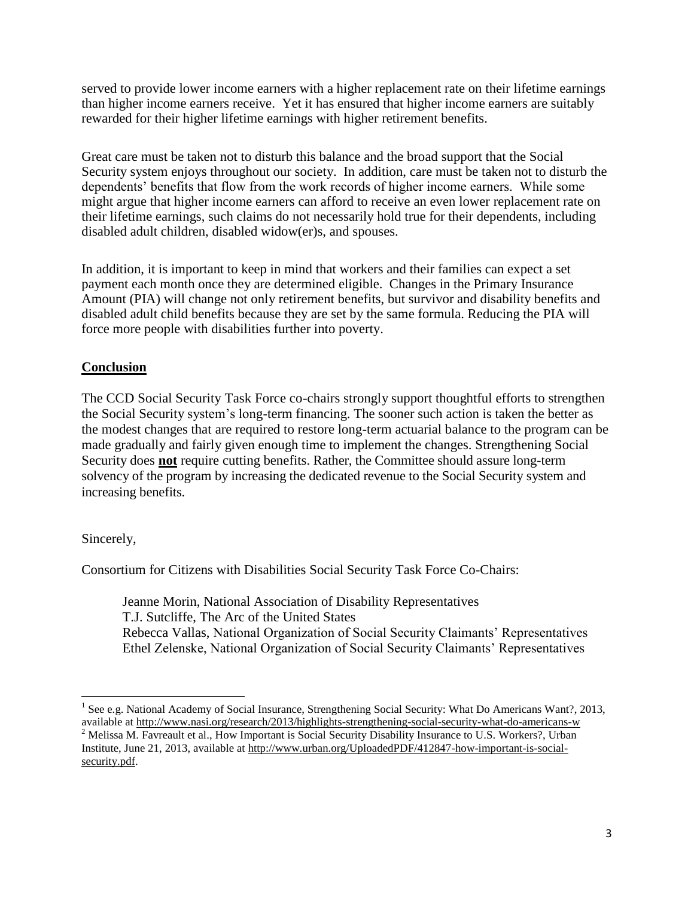served to provide lower income earners with a higher replacement rate on their lifetime earnings than higher income earners receive. Yet it has ensured that higher income earners are suitably rewarded for their higher lifetime earnings with higher retirement benefits.

Great care must be taken not to disturb this balance and the broad support that the Social Security system enjoys throughout our society. In addition, care must be taken not to disturb the dependents' benefits that flow from the work records of higher income earners. While some might argue that higher income earners can afford to receive an even lower replacement rate on their lifetime earnings, such claims do not necessarily hold true for their dependents, including disabled adult children, disabled widow(er)s, and spouses.

In addition, it is important to keep in mind that workers and their families can expect a set payment each month once they are determined eligible. Changes in the Primary Insurance Amount (PIA) will change not only retirement benefits, but survivor and disability benefits and disabled adult child benefits because they are set by the same formula. Reducing the PIA will force more people with disabilities further into poverty.

## Conclusion

The CCD Social Security Task Force co-chairs strongly support thoughtful efforts to strengthen the Social Security system's long-term financing. The sooner such action is taken the better as the modest changes that are required to restore long-term actuarial balance to the program can be made gradually and fairly given enough time to implement the changes. Strengthening Social Security does **not** require cutting benefits. Rather, the Committee should assure long-term solvency of the program by increasing the dedicated revenue to the Social Security system and increasing benefits.

Sincerely,

Consortium for Citizens with Disabilities Social Security Task Force Co-Chairs:

Jeanne Morin, National Association of Disability Representatives
T.J. Sutcliffe, The Arc of the United States
Rebecca Vallas, National Organization of Social Security Claimants' Representatives
Ethel Zelenske, National Organization of Social Security Claimants' Representatives

---

[1] See e.g. National Academy of Social Insurance, Strengthening Social Security: What Do Americans Want?, 2013, available at http://www.nasi.org/research/2013/highlights-strengthening-social-security-what-do-americans-w

[2] Melissa M. Favreault et al., How Important is Social Security Disability Insurance to U.S. Workers?, Urban Institute, June 21, 2013, available at http://www.urban.org/UploadedPDF/412847-how-important-is-social-security.pdf.